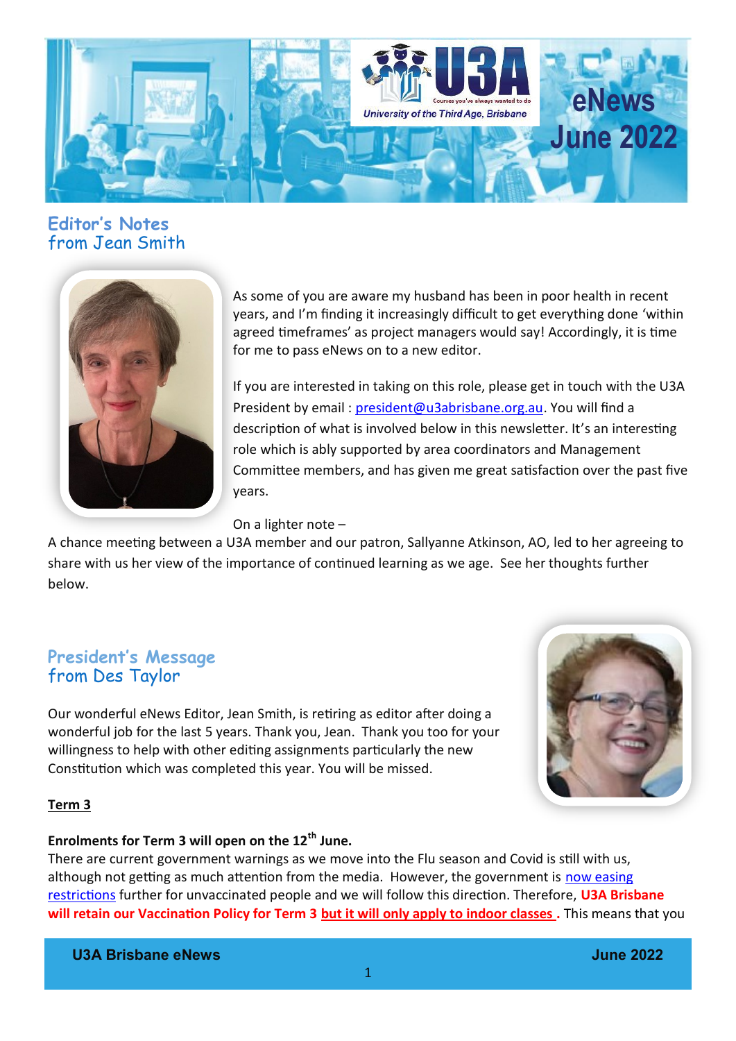# eNews June 2022

U3A — University of the Third Age, Brisbane

## Editor's Notes from Jean Smith

As some of you are aware my husband has been in poor health in recent years, and I'm finding it increasingly difficult to get everything done 'within agreed timeframes' as project managers would say! Accordingly, it is time for me to pass eNews on to a new editor.

If you are interested in taking on this role, please get in touch with the U3A President by email : president@u3abrisbane.org.au. You will find a description of what is involved below in this newsletter. It's an interesting role which is ably supported by area coordinators and Management Committee members, and has given me great satisfaction over the past five years.

On a lighter note –

A chance meeting between a U3A member and our patron, Sallyanne Atkinson, AO, led to her agreeing to share with us her view of the importance of continued learning as we age. See her thoughts further below.

## President's Message from Des Taylor

Our wonderful eNews Editor, Jean Smith, is retiring as editor after doing a wonderful job for the last 5 years. Thank you, Jean. Thank you too for your willingness to help with other editing assignments particularly the new Constitution which was completed this year. You will be missed.

**Term 3**

**Enrolments for Term 3 will open on the 12th June.**

There are current government warnings as we move into the Flu season and Covid is still with us, although not getting as much attention from the media. However, the government is now easing restrictions further for unvaccinated people and we will follow this direction. Therefore, **U3A Brisbane will retain our Vaccination Policy for Term 3 but it will only apply to indoor classes .** This means that you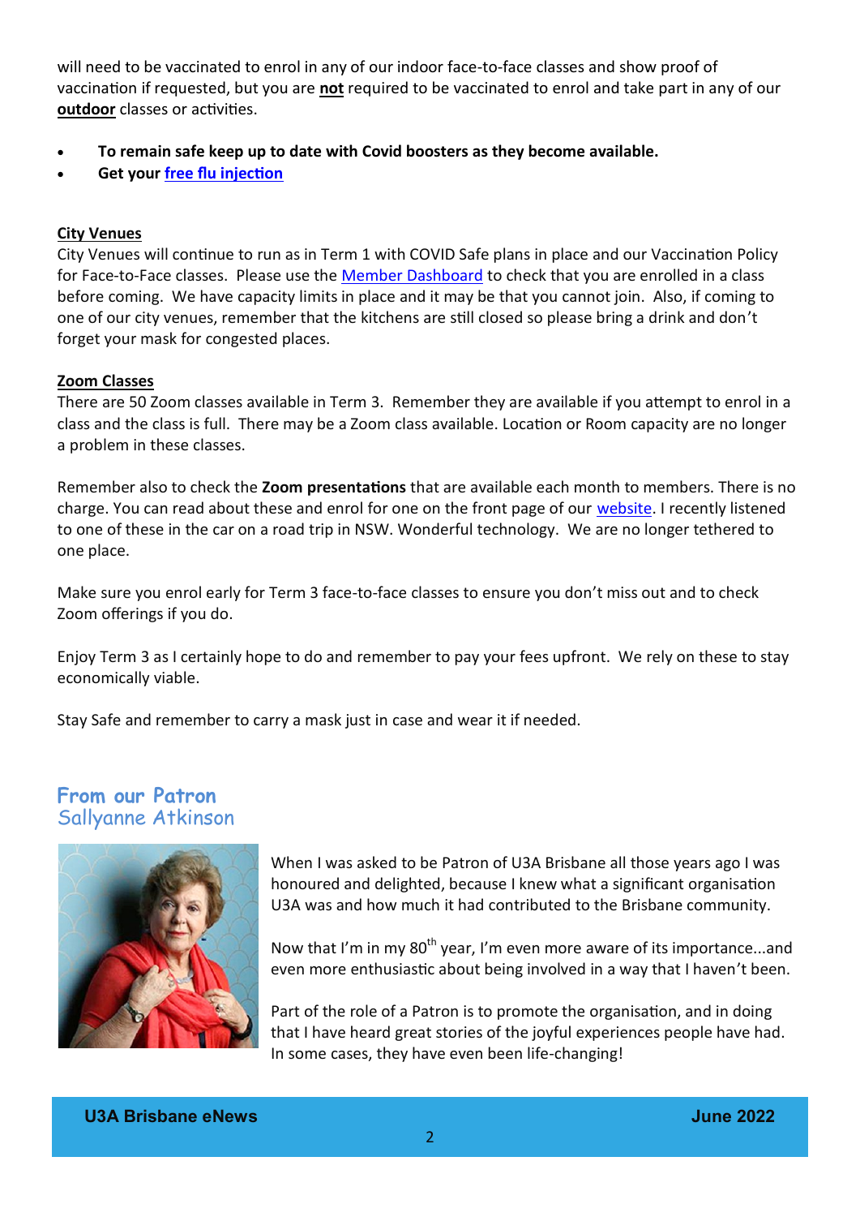will need to be vaccinated to enrol in any of our indoor face-to-face classes and show proof of vaccination if requested, but you are **not** required to be vaccinated to enrol and take part in any of our **outdoor** classes or activities.

- **To remain safe keep up to date with Covid boosters as they become available.**
- **Get your free flu injection**

**City Venues**

City Venues will continue to run as in Term 1 with COVID Safe plans in place and our Vaccination Policy for Face-to-Face classes. Please use the Member Dashboard to check that you are enrolled in a class before coming. We have capacity limits in place and it may be that you cannot join. Also, if coming to one of our city venues, remember that the kitchens are still closed so please bring a drink and don't forget your mask for congested places.

**Zoom Classes**

There are 50 Zoom classes available in Term 3. Remember they are available if you attempt to enrol in a class and the class is full. There may be a Zoom class available. Location or Room capacity are no longer a problem in these classes.

Remember also to check the **Zoom presentations** that are available each month to members. There is no charge. You can read about these and enrol for one on the front page of our website. I recently listened to one of these in the car on a road trip in NSW. Wonderful technology. We are no longer tethered to one place.

Make sure you enrol early for Term 3 face-to-face classes to ensure you don't miss out and to check Zoom offerings if you do.

Enjoy Term 3 as I certainly hope to do and remember to pay your fees upfront. We rely on these to stay economically viable.

Stay Safe and remember to carry a mask just in case and wear it if needed.

## From our Patron
Sallyanne Atkinson

When I was asked to be Patron of U3A Brisbane all those years ago I was honoured and delighted, because I knew what a significant organisation U3A was and how much it had contributed to the Brisbane community.

Now that I'm in my 80th year, I'm even more aware of its importance...and even more enthusiastic about being involved in a way that I haven't been.

Part of the role of a Patron is to promote the organisation, and in doing that I have heard great stories of the joyful experiences people have had. In some cases, they have even been life-changing!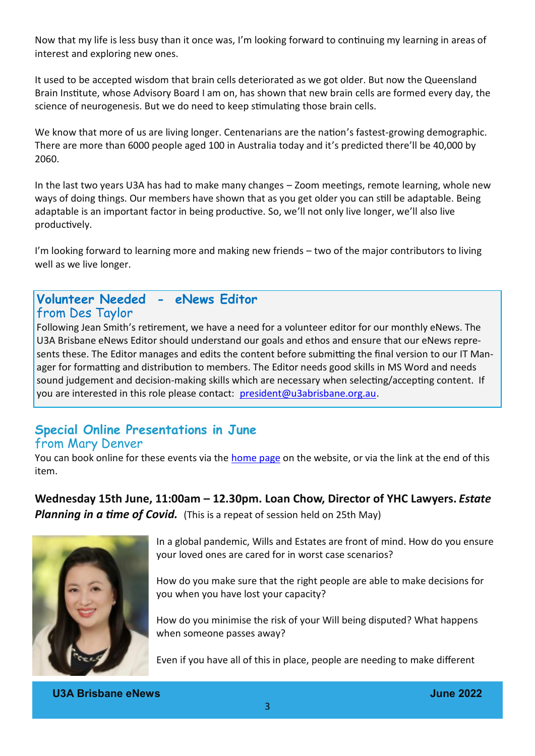Now that my life is less busy than it once was, I'm looking forward to continuing my learning in areas of interest and exploring new ones.

It used to be accepted wisdom that brain cells deteriorated as we got older. But now the Queensland Brain Institute, whose Advisory Board I am on, has shown that new brain cells are formed every day, the science of neurogenesis. But we do need to keep stimulating those brain cells.

We know that more of us are living longer. Centenarians are the nation's fastest-growing demographic. There are more than 6000 people aged 100 in Australia today and it's predicted there'll be 40,000 by 2060.

In the last two years U3A has had to make many changes – Zoom meetings, remote learning, whole new ways of doing things. Our members have shown that as you get older you can still be adaptable. Being adaptable is an important factor in being productive. So, we'll not only live longer, we'll also live productively.

I'm looking forward to learning more and making new friends – two of the major contributors to living well as we live longer.

## Volunteer Needed - eNews Editor

from Des Taylor

Following Jean Smith's retirement, we have a need for a volunteer editor for our monthly eNews. The U3A Brisbane eNews Editor should understand our goals and ethos and ensure that our eNews represents these. The Editor manages and edits the content before submitting the final version to our IT Manager for formatting and distribution to members. The Editor needs good skills in MS Word and needs sound judgement and decision-making skills which are necessary when selecting/accepting content. If you are interested in this role please contact: president@u3abrisbane.org.au.

## Special Online Presentations in June

from Mary Denver

You can book online for these events via the home page on the website, or via the link at the end of this item.

**Wednesday 15th June, 11:00am – 12.30pm. Loan Chow, Director of YHC Lawyers. *Estate Planning in a time of Covid.*** (This is a repeat of session held on 25th May)

In a global pandemic, Wills and Estates are front of mind. How do you ensure your loved ones are cared for in worst case scenarios?

How do you make sure that the right people are able to make decisions for you when you have lost your capacity?

How do you minimise the risk of your Will being disputed? What happens when someone passes away?

Even if you have all of this in place, people are needing to make different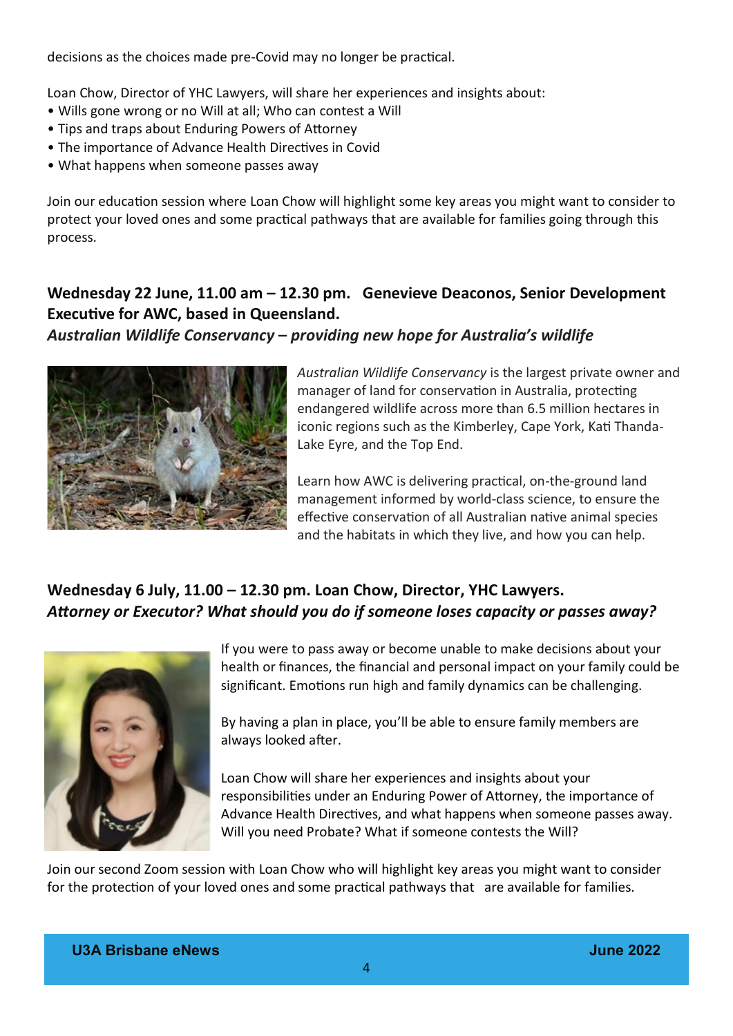decisions as the choices made pre-Covid may no longer be practical.

Loan Chow, Director of YHC Lawyers, will share her experiences and insights about:

- Wills gone wrong or no Will at all; Who can contest a Will
- Tips and traps about Enduring Powers of Attorney
- The importance of Advance Health Directives in Covid
- What happens when someone passes away

Join our education session where Loan Chow will highlight some key areas you might want to consider to protect your loved ones and some practical pathways that are available for families going through this process.

## Wednesday 22 June, 11.00 am – 12.30 pm. Genevieve Deaconos, Senior Development Executive for AWC, based in Queensland.

### *Australian Wildlife Conservancy – providing new hope for Australia's wildlife*

*Australian Wildlife Conservancy* is the largest private owner and manager of land for conservation in Australia, protecting endangered wildlife across more than 6.5 million hectares in iconic regions such as the Kimberley, Cape York, Kati Thanda-Lake Eyre, and the Top End.

Learn how AWC is delivering practical, on-the-ground land management informed by world-class science, to ensure the effective conservation of all Australian native animal species and the habitats in which they live, and how you can help.

## Wednesday 6 July, 11.00 – 12.30 pm. Loan Chow, Director, YHC Lawyers.

### *Attorney or Executor? What should you do if someone loses capacity or passes away?*

If you were to pass away or become unable to make decisions about your health or finances, the financial and personal impact on your family could be significant. Emotions run high and family dynamics can be challenging.

By having a plan in place, you'll be able to ensure family members are always looked after.

Loan Chow will share her experiences and insights about your responsibilities under an Enduring Power of Attorney, the importance of Advance Health Directives, and what happens when someone passes away. Will you need Probate? What if someone contests the Will?

Join our second Zoom session with Loan Chow who will highlight key areas you might want to consider for the protection of your loved ones and some practical pathways that are available for families.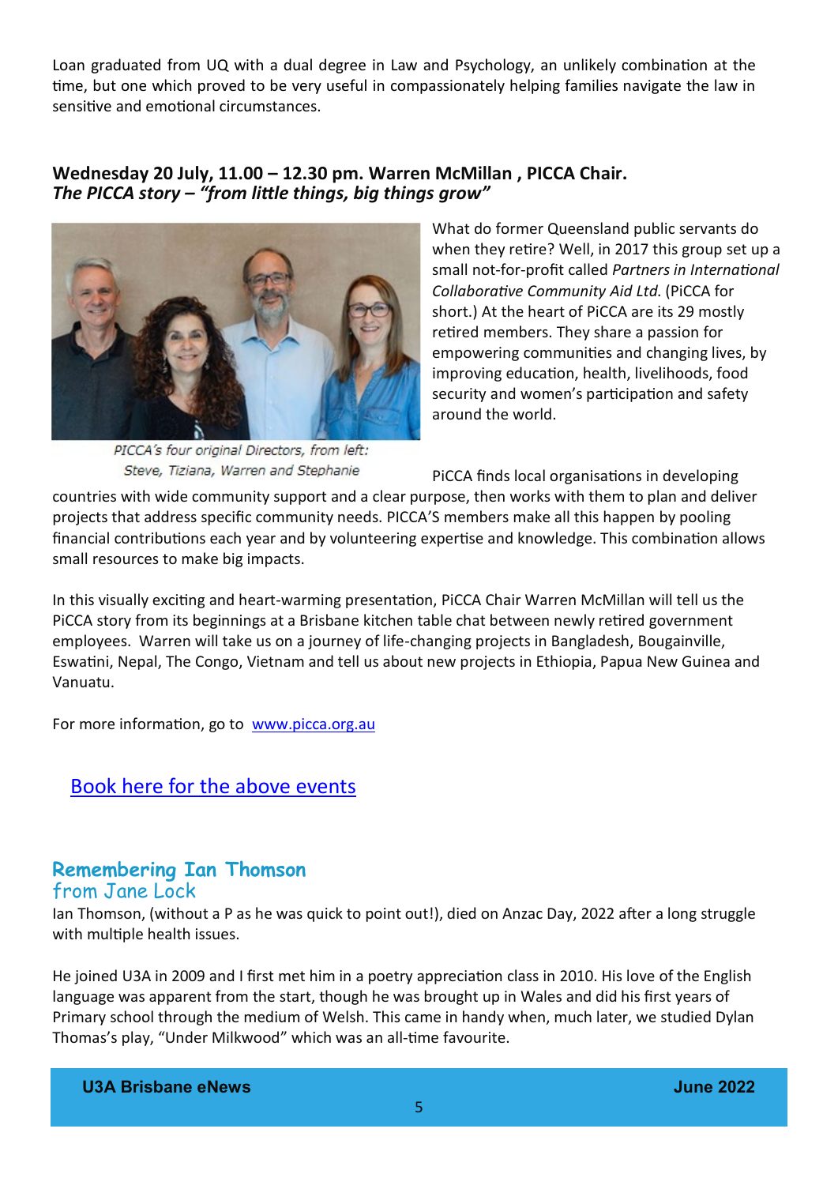Loan graduated from UQ with a dual degree in Law and Psychology, an unlikely combination at the time, but one which proved to be very useful in compassionately helping families navigate the law in sensitive and emotional circumstances.

### Wednesday 20 July, 11.00 – 12.30 pm. Warren McMillan , PICCA Chair.
### *The PICCA story – "from little things, big things grow"*

*PICCA's four original Directors, from left: Steve, Tiziana, Warren and Stephanie*

What do former Queensland public servants do when they retire? Well, in 2017 this group set up a small not-for-profit called *Partners in International Collaborative Community Aid Ltd.* (PiCCA for short.) At the heart of PiCCA are its 29 mostly retired members. They share a passion for empowering communities and changing lives, by improving education, health, livelihoods, food security and women's participation and safety around the world.

PiCCA finds local organisations in developing countries with wide community support and a clear purpose, then works with them to plan and deliver projects that address specific community needs. PICCA'S members make all this happen by pooling financial contributions each year and by volunteering expertise and knowledge. This combination allows small resources to make big impacts.

In this visually exciting and heart-warming presentation, PiCCA Chair Warren McMillan will tell us the PiCCA story from its beginnings at a Brisbane kitchen table chat between newly retired government employees. Warren will take us on a journey of life-changing projects in Bangladesh, Bougainville, Eswatini, Nepal, The Congo, Vietnam and tell us about new projects in Ethiopia, Papua New Guinea and Vanuatu.

For more information, go to [www.picca.org.au](www.picca.org.au)

## [Book here for the above events]()

## Remembering Ian Thomson
### from Jane Lock

Ian Thomson, (without a P as he was quick to point out!), died on Anzac Day, 2022 after a long struggle with multiple health issues.

He joined U3A in 2009 and I first met him in a poetry appreciation class in 2010. His love of the English language was apparent from the start, though he was brought up in Wales and did his first years of Primary school through the medium of Welsh. This came in handy when, much later, we studied Dylan Thomas's play, "Under Milkwood" which was an all-time favourite.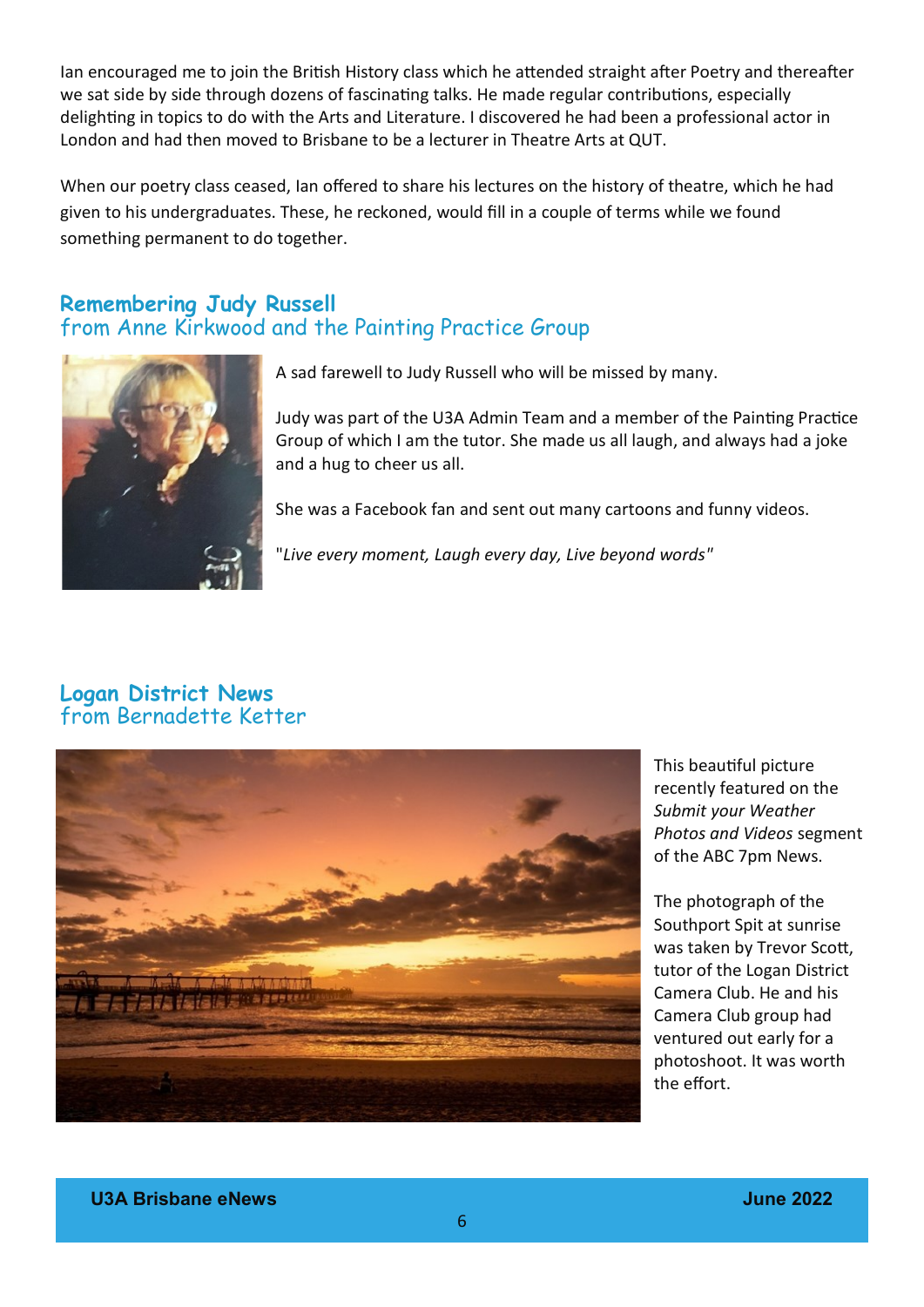Ian encouraged me to join the British History class which he attended straight after Poetry and thereafter we sat side by side through dozens of fascinating talks. He made regular contributions, especially delighting in topics to do with the Arts and Literature. I discovered he had been a professional actor in London and had then moved to Brisbane to be a lecturer in Theatre Arts at QUT.

When our poetry class ceased, Ian offered to share his lectures on the history of theatre, which he had given to his undergraduates. These, he reckoned, would fill in a couple of terms while we found something permanent to do together.

## Remembering Judy Russell
### from Anne Kirkwood and the Painting Practice Group

A sad farewell to Judy Russell who will be missed by many.

Judy was part of the U3A Admin Team and a member of the Painting Practice Group of which I am the tutor. She made us all laugh, and always had a joke and a hug to cheer us all.

She was a Facebook fan and sent out many cartoons and funny videos.

"*Live every moment, Laugh every day, Live beyond words*"

## Logan District News
### from Bernadette Ketter

This beautiful picture recently featured on the *Submit your Weather Photos and Videos* segment of the ABC 7pm News.

The photograph of the Southport Spit at sunrise was taken by Trevor Scott, tutor of the Logan District Camera Club. He and his Camera Club group had ventured out early for a photoshoot. It was worth the effort.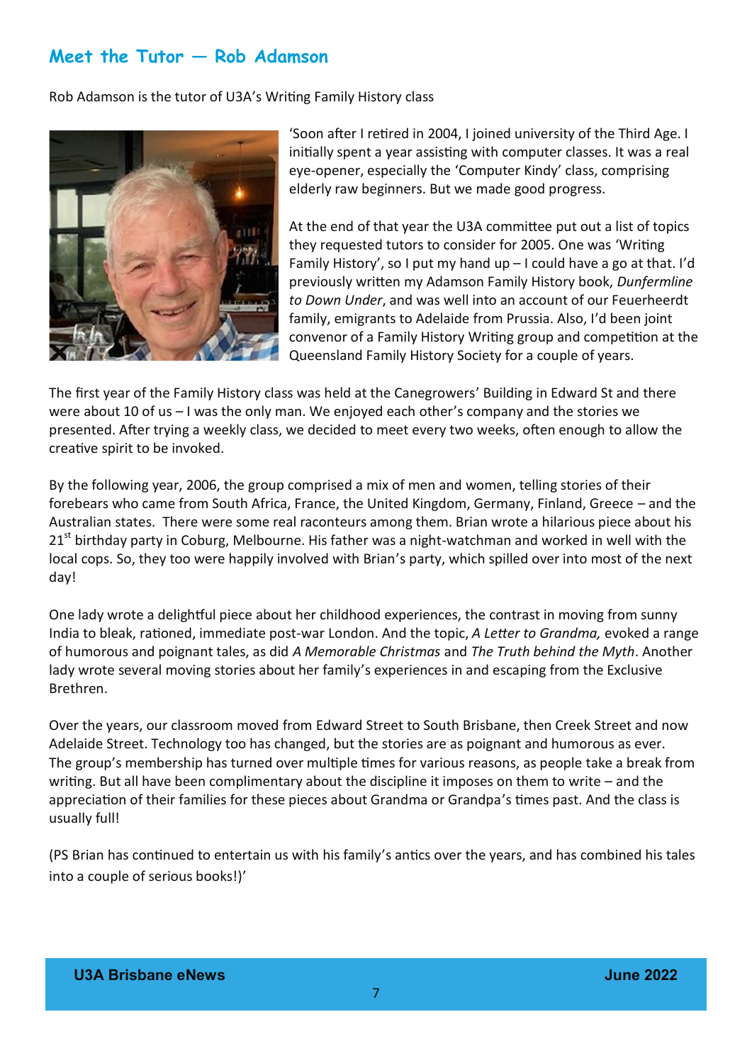## Meet the Tutor — Rob Adamson

Rob Adamson is the tutor of U3A's Writing Family History class

'Soon after I retired in 2004, I joined university of the Third Age. I initially spent a year assisting with computer classes. It was a real eye-opener, especially the 'Computer Kindy' class, comprising elderly raw beginners. But we made good progress.

At the end of that year the U3A committee put out a list of topics they requested tutors to consider for 2005. One was 'Writing Family History', so I put my hand up – I could have a go at that. I'd previously written my Adamson Family History book, *Dunfermline to Down Under*, and was well into an account of our Feuerheerdt family, emigrants to Adelaide from Prussia. Also, I'd been joint convenor of a Family History Writing group and competition at the Queensland Family History Society for a couple of years.

The first year of the Family History class was held at the Canegrowers' Building in Edward St and there were about 10 of us – I was the only man. We enjoyed each other's company and the stories we presented. After trying a weekly class, we decided to meet every two weeks, often enough to allow the creative spirit to be invoked.

By the following year, 2006, the group comprised a mix of men and women, telling stories of their forebears who came from South Africa, France, the United Kingdom, Germany, Finland, Greece – and the Australian states. There were some real raconteurs among them. Brian wrote a hilarious piece about his 21st birthday party in Coburg, Melbourne. His father was a night-watchman and worked in well with the local cops. So, they too were happily involved with Brian's party, which spilled over into most of the next day!

One lady wrote a delightful piece about her childhood experiences, the contrast in moving from sunny India to bleak, rationed, immediate post-war London. And the topic, *A Letter to Grandma,* evoked a range of humorous and poignant tales, as did *A Memorable Christmas* and *The Truth behind the Myth*. Another lady wrote several moving stories about her family's experiences in and escaping from the Exclusive Brethren.

Over the years, our classroom moved from Edward Street to South Brisbane, then Creek Street and now Adelaide Street. Technology too has changed, but the stories are as poignant and humorous as ever. The group's membership has turned over multiple times for various reasons, as people take a break from writing. But all have been complimentary about the discipline it imposes on them to write – and the appreciation of their families for these pieces about Grandma or Grandpa's times past. And the class is usually full!

(PS Brian has continued to entertain us with his family's antics over the years, and has combined his tales into a couple of serious books!)'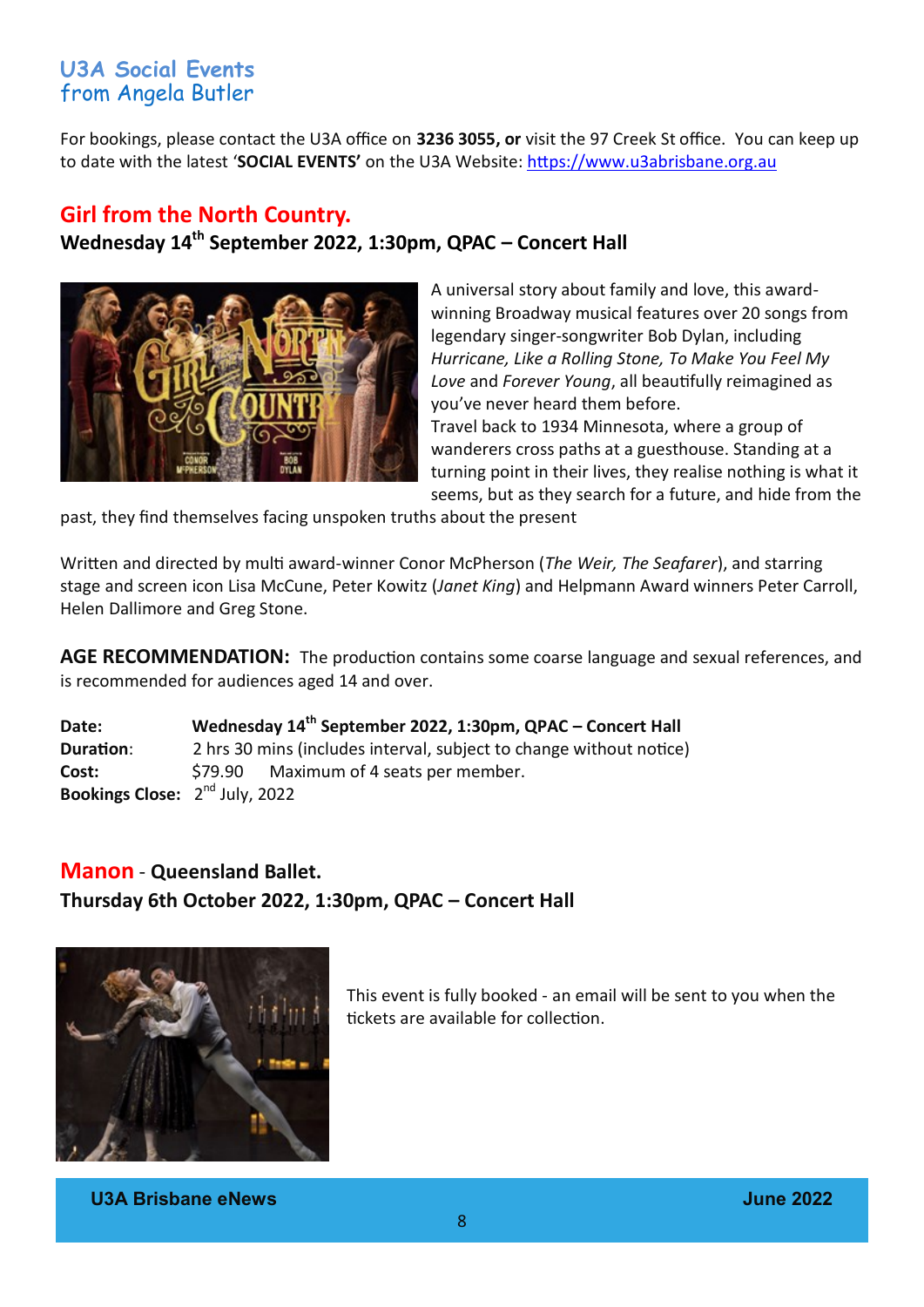# U3A Social Events from Angela Butler

For bookings, please contact the U3A office on **3236 3055, or** visit the 97 Creek St office. You can keep up to date with the latest '**SOCIAL EVENTS'** on the U3A Website: https://www.u3abrisbane.org.au

## Girl from the North Country.

**Wednesday 14th September 2022, 1:30pm, QPAC – Concert Hall**

A universal story about family and love, this award-winning Broadway musical features over 20 songs from legendary singer-songwriter Bob Dylan, including *Hurricane, Like a Rolling Stone, To Make You Feel My Love* and *Forever Young*, all beautifully reimagined as you've never heard them before.
Travel back to 1934 Minnesota, where a group of wanderers cross paths at a guesthouse. Standing at a turning point in their lives, they realise nothing is what it seems, but as they search for a future, and hide from the past, they find themselves facing unspoken truths about the present

Written and directed by multi award-winner Conor McPherson (*The Weir, The Seafarer*), and starring stage and screen icon Lisa McCune, Peter Kowitz (*Janet King*) and Helpmann Award winners Peter Carroll, Helen Dallimore and Greg Stone.

**AGE RECOMMENDATION:** The production contains some coarse language and sexual references, and is recommended for audiences aged 14 and over.

**Date:** **Wednesday 14th September 2022, 1:30pm, QPAC – Concert Hall**
**Duration**: 2 hrs 30 mins (includes interval, subject to change without notice)
**Cost:** $79.90 Maximum of 4 seats per member.
**Bookings Close:** 2nd July, 2022

## Manon - Queensland Ballet.

**Thursday 6th October 2022, 1:30pm, QPAC – Concert Hall**

This event is fully booked - an email will be sent to you when the tickets are available for collection.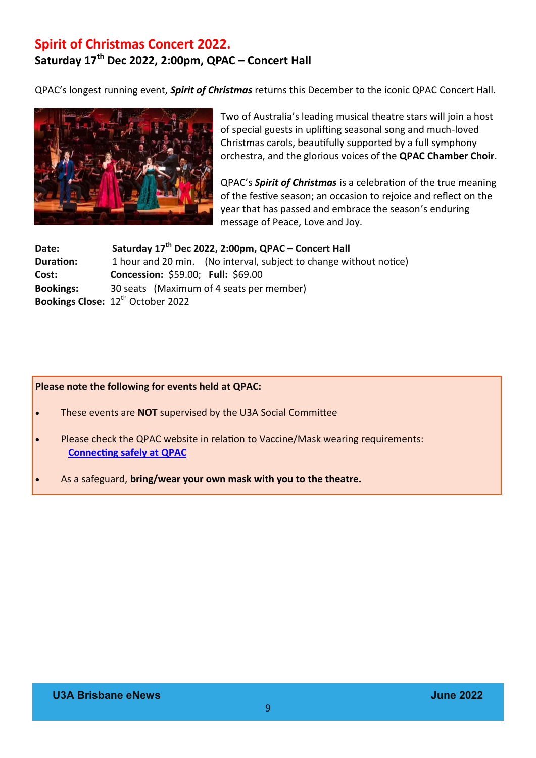## Spirit of Christmas Concert 2022.

### Saturday 17th Dec 2022, 2:00pm, QPAC – Concert Hall

QPAC's longest running event, ***Spirit of Christmas*** returns this December to the iconic QPAC Concert Hall.

Two of Australia's leading musical theatre stars will join a host of special guests in uplifting seasonal song and much-loved Christmas carols, beautifully supported by a full symphony orchestra, and the glorious voices of the **QPAC Chamber Choir**.

QPAC's ***Spirit of Christmas*** is a celebration of the true meaning of the festive season; an occasion to rejoice and reflect on the year that has passed and embrace the season's enduring message of Peace, Love and Joy.

| | |
|---|---|
| **Date:** | **Saturday 17th Dec 2022, 2:00pm, QPAC – Concert Hall** |
| **Duration:** | 1 hour and 20 min. (No interval, subject to change without notice) |
| **Cost:** | **Concession:** $59.00; **Full:** $69.00 |
| **Bookings:** | 30 seats (Maximum of 4 seats per member) |
| **Bookings Close:** | 12th October 2022 |

**Please note the following for events held at QPAC:**

- These events are **NOT** supervised by the U3A Social Committee
- Please check the QPAC website in relation to Vaccine/Mask wearing requirements: **Connecting safely at QPAC**
- As a safeguard, **bring/wear your own mask with you to the theatre.**